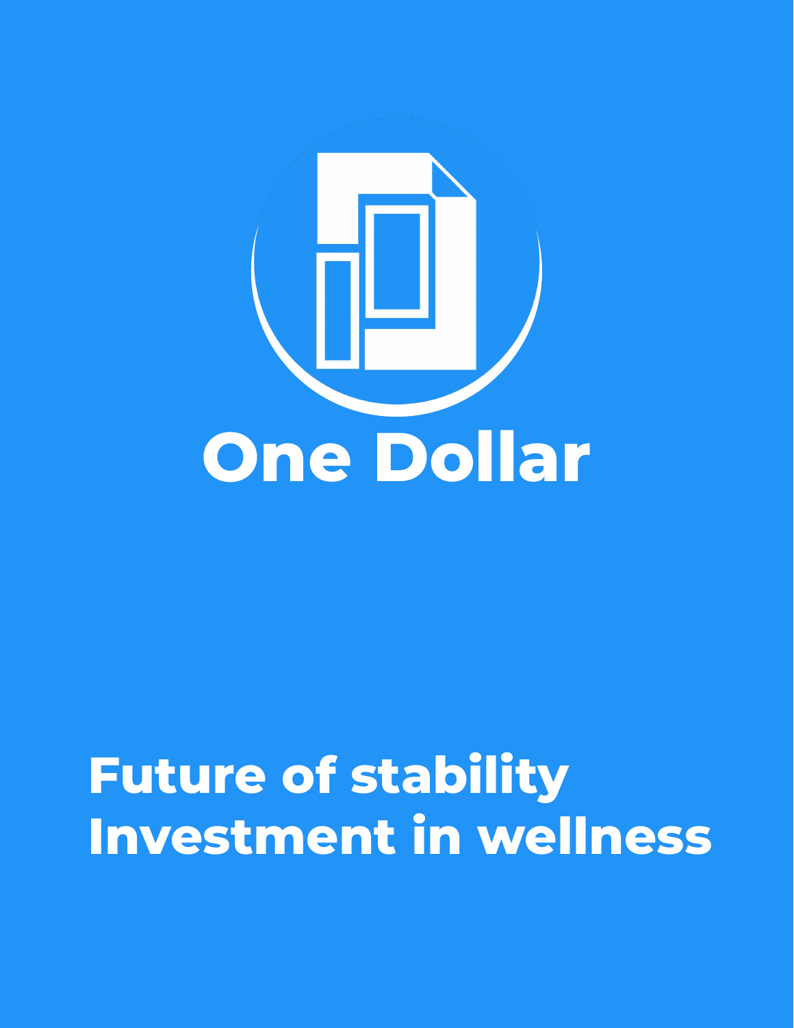# One Dollar

## Future of stability
## Investment in wellness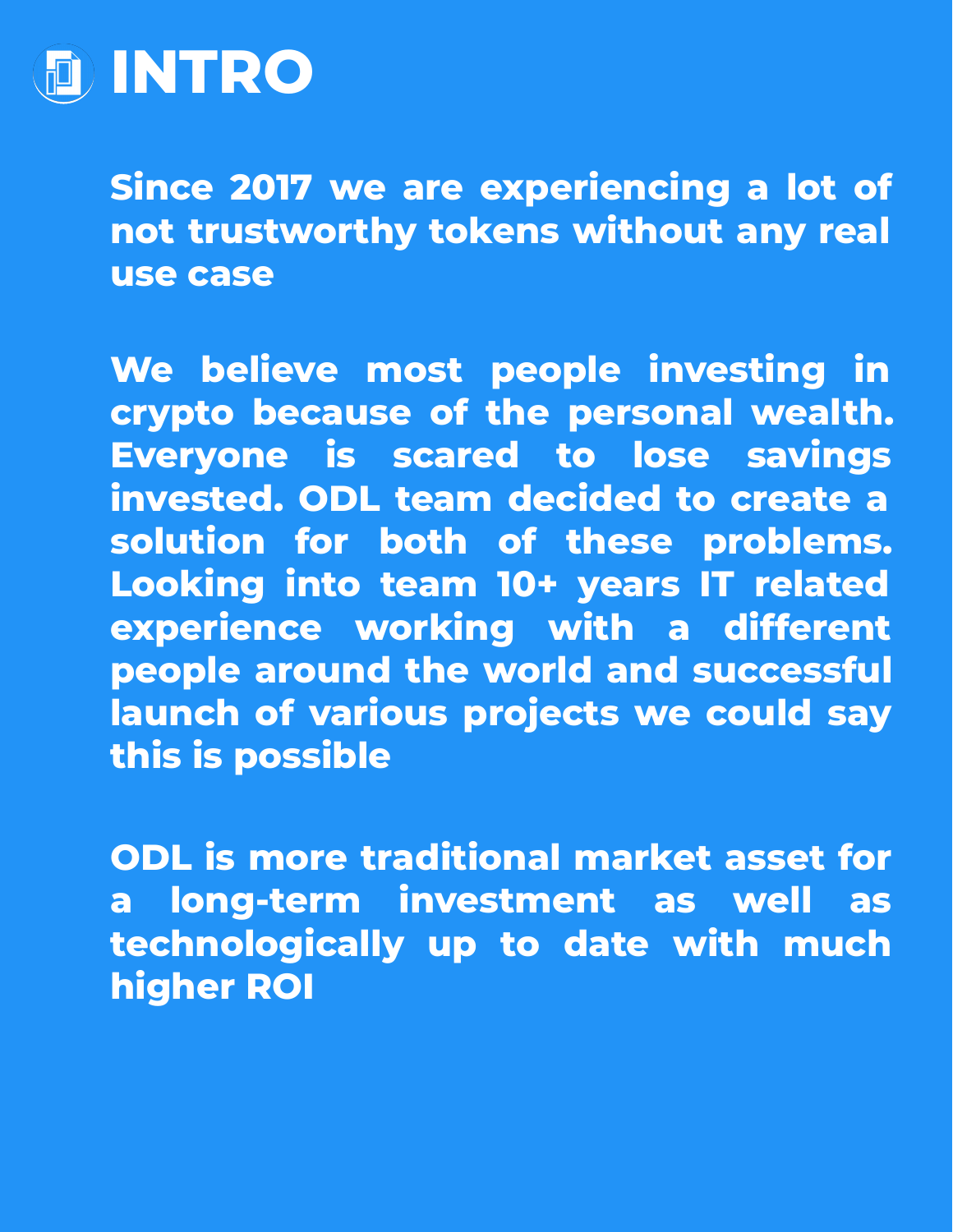# INTRO

**Since 2017 we are experiencing a lot of not trustworthy tokens without any real use case**

**We believe most people investing in crypto because of the personal wealth. Everyone is scared to lose savings invested. ODL team decided to create a solution for both of these problems. Looking into team 10+ years IT related experience working with a different people around the world and successful launch of various projects we could say this is possible**

**ODL is more traditional market asset for a long-term investment as well as technologically up to date with much higher ROI**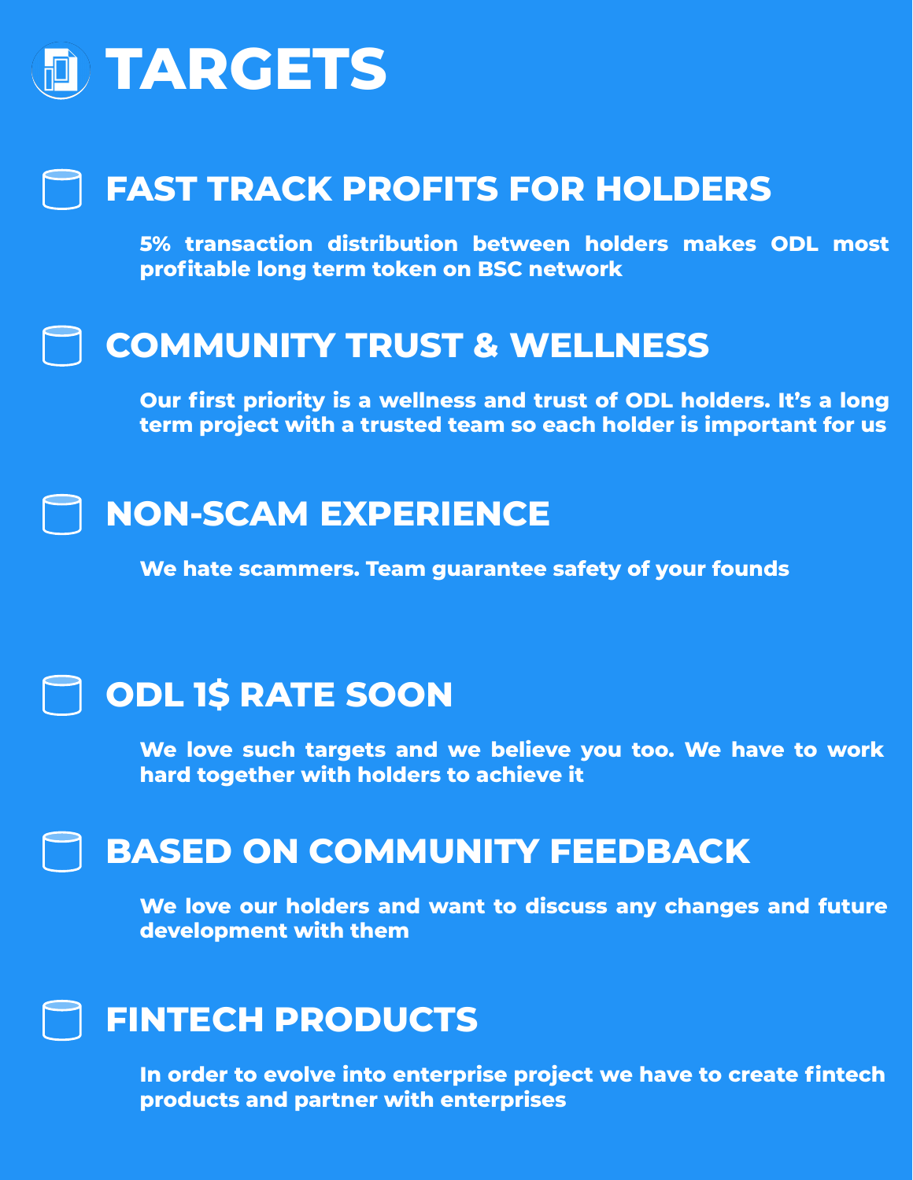# TARGETS

## FAST TRACK PROFITS FOR HOLDERS

**5% transaction distribution between holders makes ODL most profitable long term token on BSC network**

## COMMUNITY TRUST & WELLNESS

**Our first priority is a wellness and trust of ODL holders. It's a long term project with a trusted team so each holder is important for us**

## NON-SCAM EXPERIENCE

**We hate scammers. Team guarantee safety of your founds**

## ODL 1$ RATE SOON

**We love such targets and we believe you too. We have to work hard together with holders to achieve it**

## BASED ON COMMUNITY FEEDBACK

**We love our holders and want to discuss any changes and future development with them**

## FINTECH PRODUCTS

**In order to evolve into enterprise project we have to create fintech products and partner with enterprises**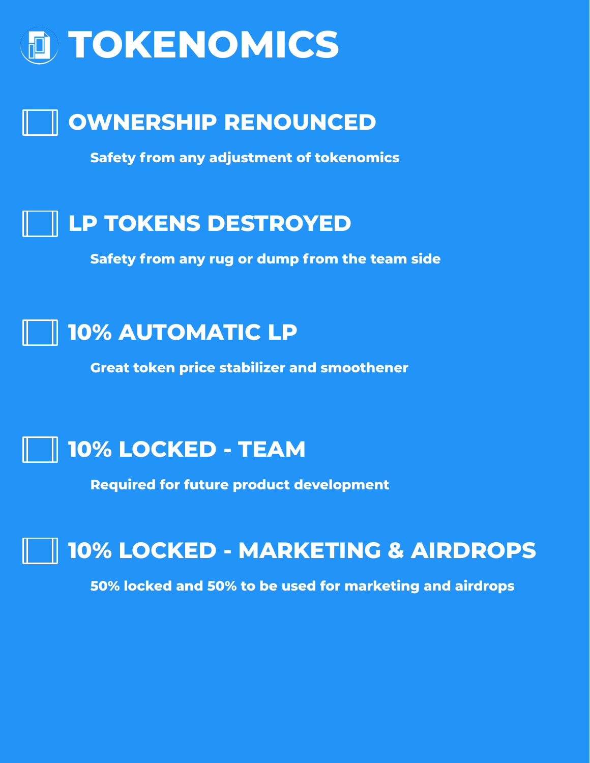# TOKENOMICS

## OWNERSHIP RENOUNCED

**Safety from any adjustment of tokenomics**

## LP TOKENS DESTROYED

**Safety from any rug or dump from the team side**

## 10% AUTOMATIC LP

**Great token price stabilizer and smoothener**

## 10% LOCKED - TEAM

**Required for future product development**

## 10% LOCKED - MARKETING & AIRDROPS

**50% locked and 50% to be used for marketing and airdrops**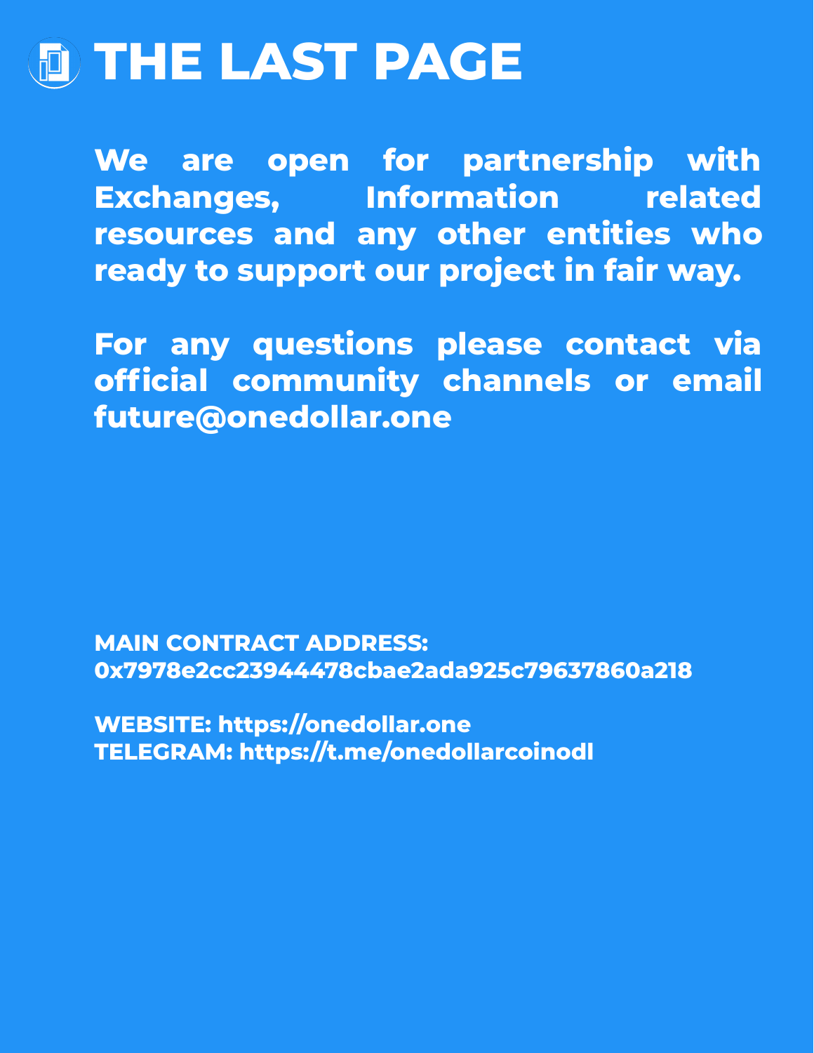# THE LAST PAGE

**We are open for partnership with Exchanges, Information related resources and any other entities who ready to support our project in fair way.**

**For any questions please contact via official community channels or email future@onedollar.one**

**MAIN CONTRACT ADDRESS:**
**0x7978e2cc23944478cbae2ada925c79637860a218**

**WEBSITE: https://onedollar.one**
**TELEGRAM: https://t.me/onedollarcoinodl**